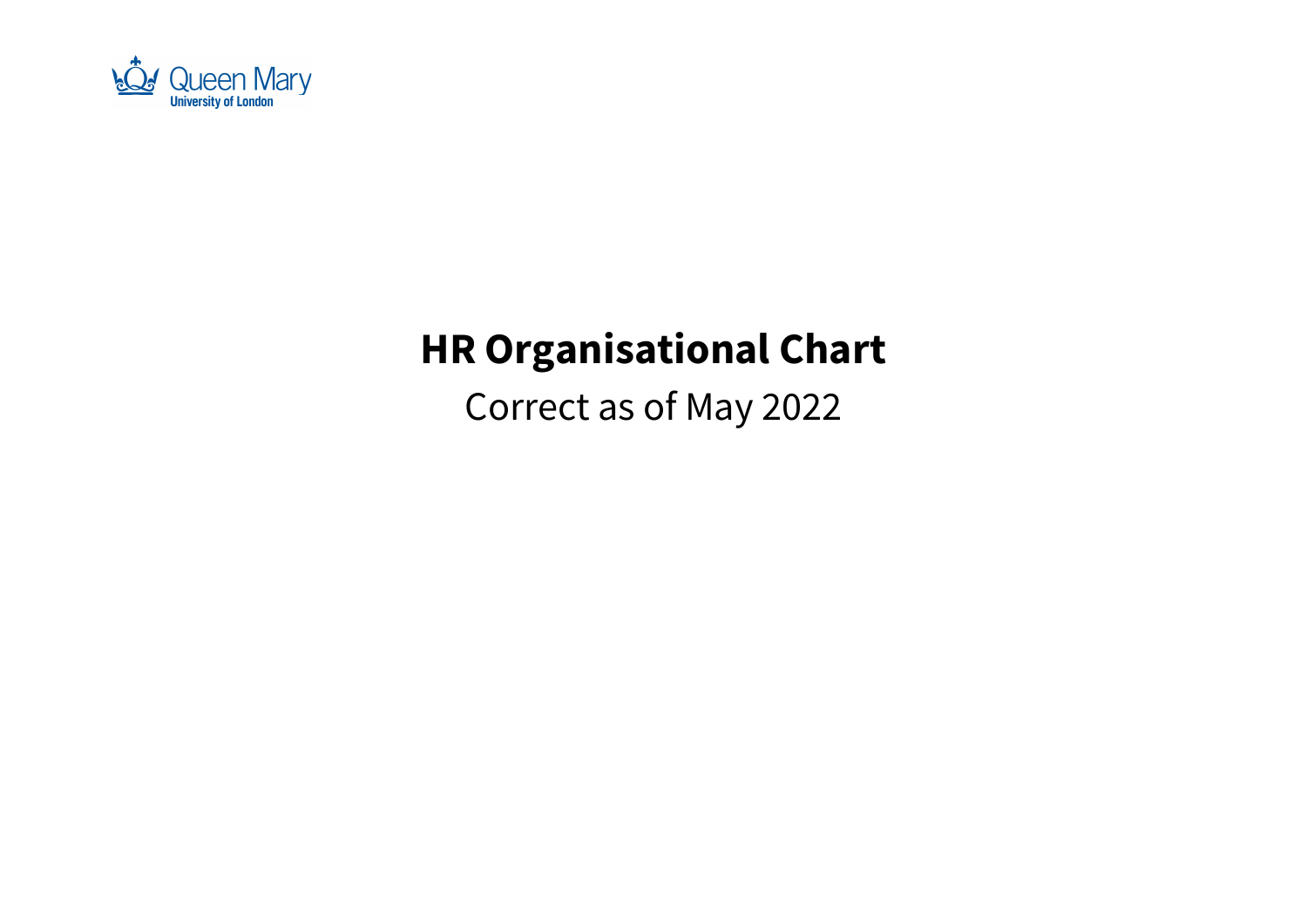Queen Mary University of London

# HR Organisational Chart

Correct as of May 2022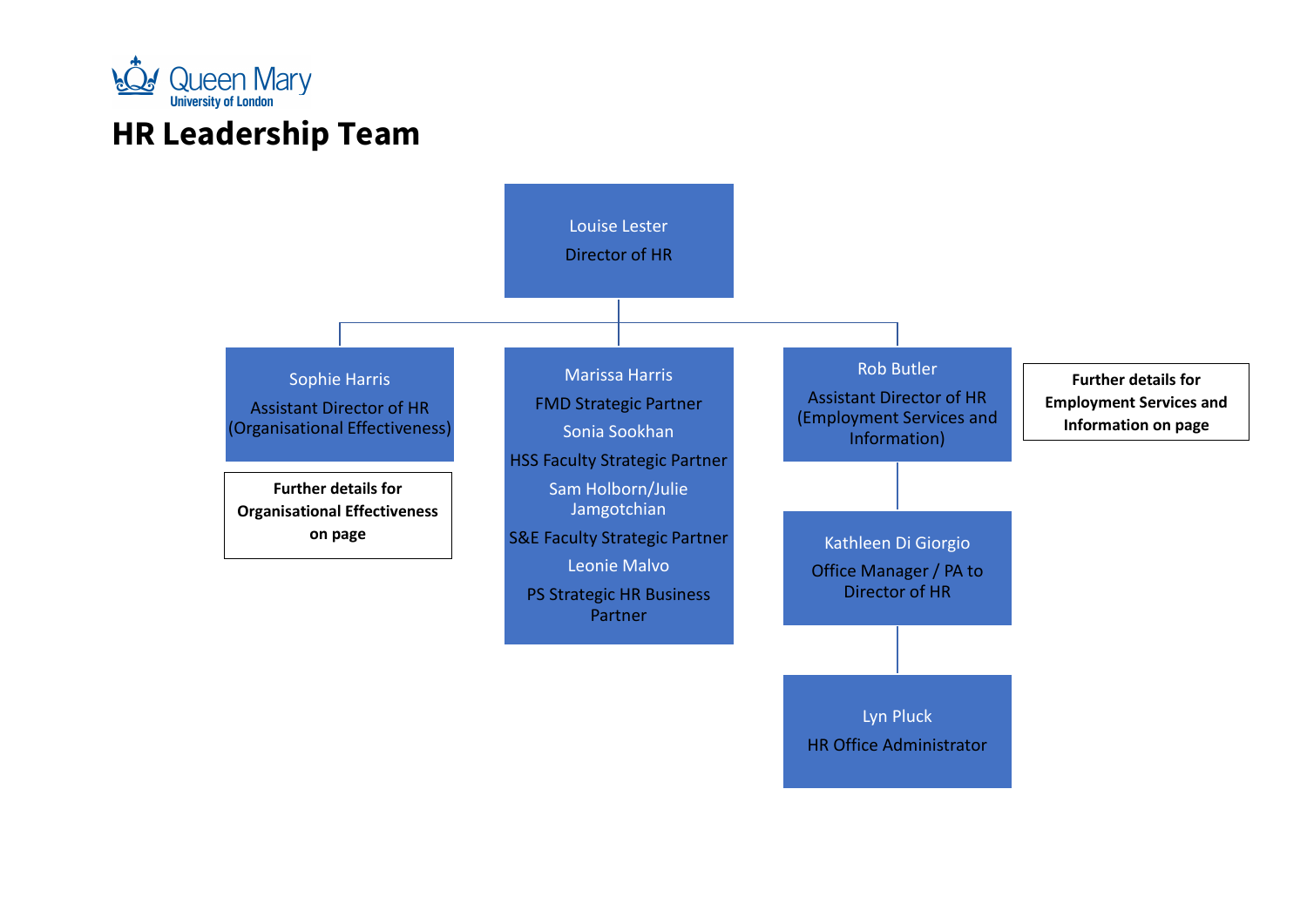Queen Mary
University of London

# HR Leadership Team

**Louise Lester**
Director of HR

- **Sophie Harris**
  Assistant Director of HR (Organisational Effectiveness)

  **Further details for Organisational Effectiveness on page**

- **Marissa Harris**
  FMD Strategic Partner

  **Sonia Sookhan**
  HSS Faculty Strategic Partner

  **Sam Holborn/Julie Jamgotchian**
  S&E Faculty Strategic Partner

  **Leonie Malvo**
  PS Strategic HR Business Partner

- **Rob Butler**
  Assistant Director of HR (Employment Services and Information)

  **Further details for Employment Services and Information on page**

  - **Kathleen Di Giorgio**
    Office Manager / PA to Director of HR

    - **Lyn Pluck**
      HR Office Administrator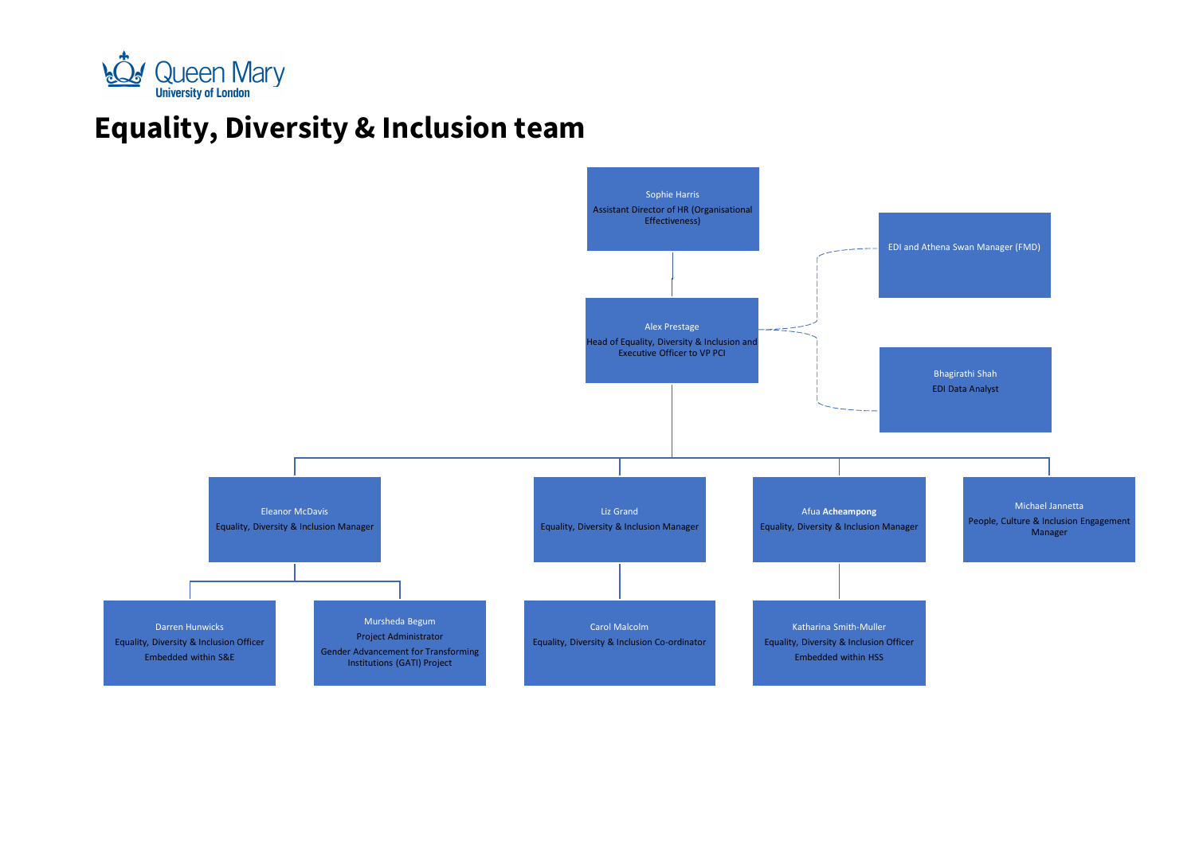Queen Mary University of London

# Equality, Diversity & Inclusion team

- **Sophie Harris** – Assistant Director of HR (Organisational Effectiveness)
  - **Alex Prestage** – Head of Equality, Diversity & Inclusion and Executive Officer to VP PCI
    - EDI and Athena Swan Manager (FMD) *(dotted line)*
    - **Bhagirathi Shah** – EDI Data Analyst *(dotted line)*
    - **Eleanor McDavis** – Equality, Diversity & Inclusion Manager
      - **Darren Hunwicks** – Equality, Diversity & Inclusion Officer, Embedded within S&E
      - **Mursheda Begum** – Project Administrator, Gender Advancement for Transforming Institutions (GATI) Project
    - **Liz Grand** – Equality, Diversity & Inclusion Manager
      - **Carol Malcolm** – Equality, Diversity & Inclusion Co-ordinator
    - **Afua Acheampong** – Equality, Diversity & Inclusion Manager
      - **Katharina Smith-Muller** – Equality, Diversity & Inclusion Officer, Embedded within HSS
    - **Michael Jannetta** – People, Culture & Inclusion Engagement Manager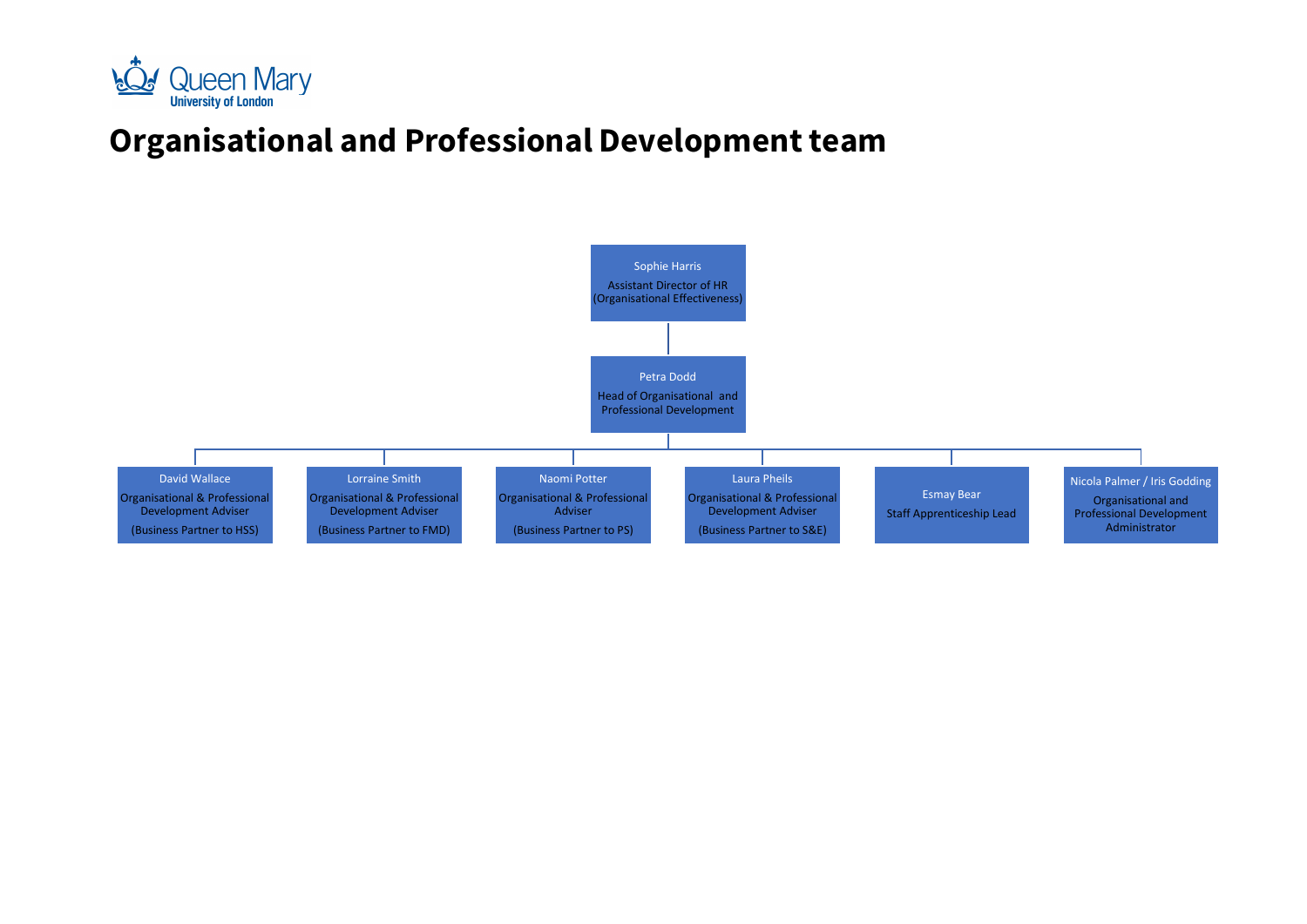# Organisational and Professional Development team

**Sophie Harris**
Assistant Director of HR (Organisational Effectiveness)

- **Petra Dodd**
  Head of Organisational and Professional Development
  - **David Wallace**
    Organisational & Professional Development Adviser
    (Business Partner to HSS)
  - **Lorraine Smith**
    Organisational & Professional Development Adviser
    (Business Partner to FMD)
  - **Naomi Potter**
    Organisational & Professional Adviser
    (Business Partner to PS)
  - **Laura Pheils**
    Organisational & Professional Development Adviser
    (Business Partner to S&E)
  - **Esmay Bear**
    Staff Apprenticeship Lead
  - **Nicola Palmer / Iris Godding**
    Organisational and Professional Development Administrator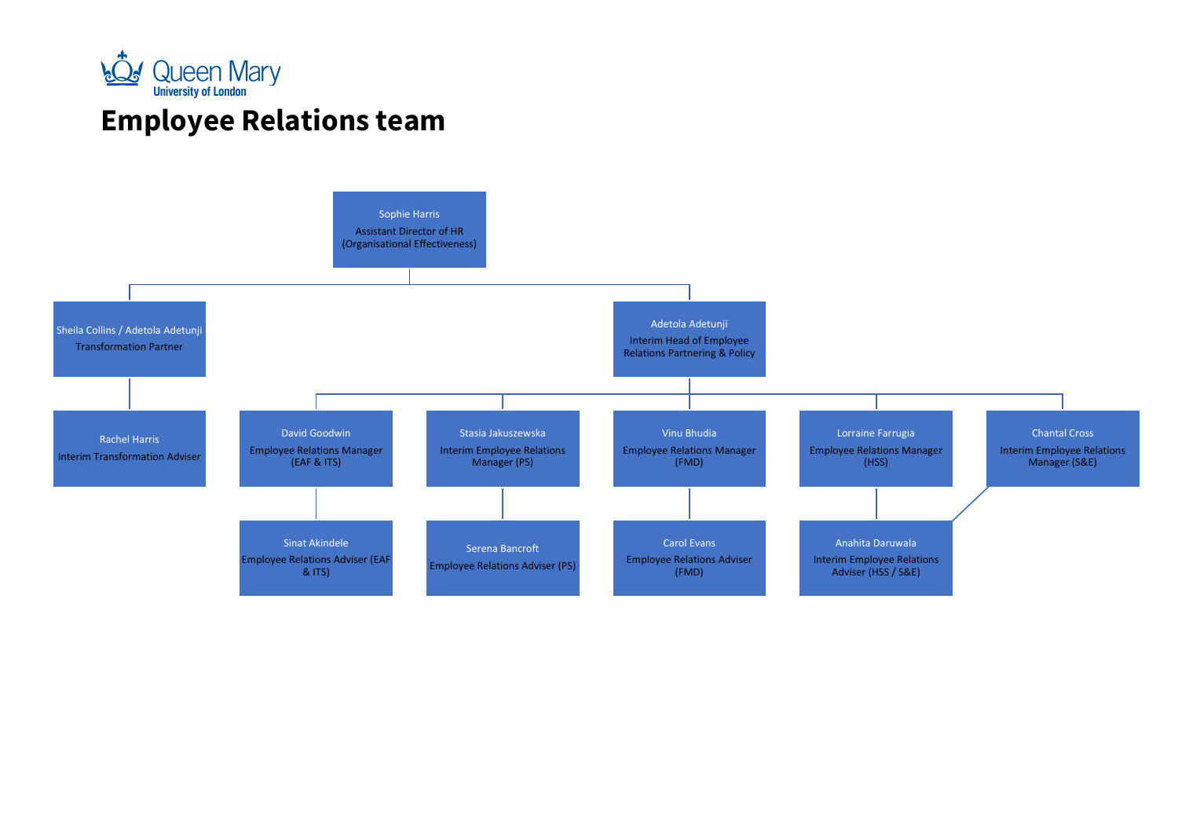Queen Mary University of London

# Employee Relations team

- **Sophie Harris** – Assistant Director of HR (Organisational Effectiveness)
  - **Sheila Collins / Adetola Adetunji** – Transformation Partner
    - **Rachel Harris** – Interim Transformation Adviser
  - **Adetola Adetunji** – Interim Head of Employee Relations Partnering & Policy
    - **David Goodwin** – Employee Relations Manager (EAF & ITS)
      - **Sinat Akindele** – Employee Relations Adviser (EAF & ITS)
    - **Stasia Jakuszewska** – Interim Employee Relations Manager (PS)
      - **Serena Bancroft** – Employee Relations Adviser (PS)
    - **Vinu Bhudia** – Employee Relations Manager (FMD)
      - **Carol Evans** – Employee Relations Adviser (FMD)
    - **Lorraine Farrugia** – Employee Relations Manager (HSS)
      - **Anahita Daruwala** – Interim Employee Relations Adviser (HSS / S&E)
    - **Chantal Cross** – Interim Employee Relations Manager (S&E)
      - **Anahita Daruwala** – Interim Employee Relations Adviser (HSS / S&E)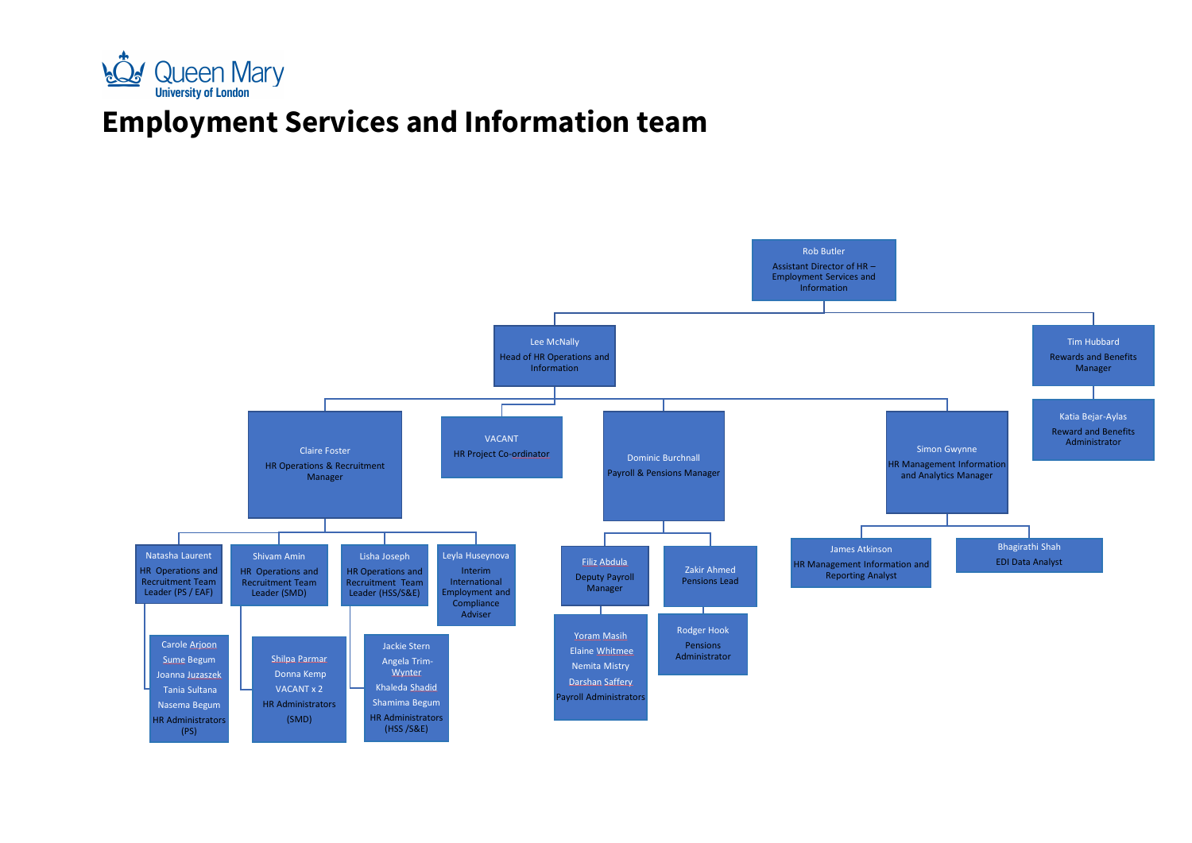Queen Mary
University of London

# Employment Services and Information team

Rob Butler
Assistant Director of HR – Employment Services and Information

Lee McNally
Head of HR Operations and Information

Tim Hubbard
Rewards and Benefits Manager

Katia Bejar-Aylas
Reward and Benefits Administrator

Claire Foster
HR Operations & Recruitment Manager

VACANT
HR Project Co-ordinator

Dominic Burchnall
Payroll & Pensions Manager

Simon Gwynne
HR Management Information and Analytics Manager

Natasha Laurent
HR Operations and Recruitment Team Leader (PS / EAF)

Shivam Amin
HR Operations and Recruitment Team Leader (SMD)

Lisha Joseph
HR Operations and Recruitment Team Leader (HSS/S&E)

Leyla Huseynova
Interim International Employment and Compliance Adviser

Filiz Abdula
Deputy Payroll Manager

Zakir Ahmed
Pensions Lead

James Atkinson
HR Management Information and Reporting Analyst

Bhagirathi Shah
EDI Data Analyst

Carole Arjoon
Sume Begum
Joanna Juzaszek
Tania Sultana
Nasema Begum
HR Administrators (PS)

Shilpa Parmar
Donna Kemp
VACANT x 2
HR Administrators (SMD)

Jackie Stern
Angela Trim-Wynter
Khaleda Shadid
Shamima Begum
HR Administrators (HSS /S&E)

Yoram Masih
Elaine Whitmee
Nemita Mistry
Darshan Saffery
Payroll Administrators

Rodger Hook
Pensions Administrator